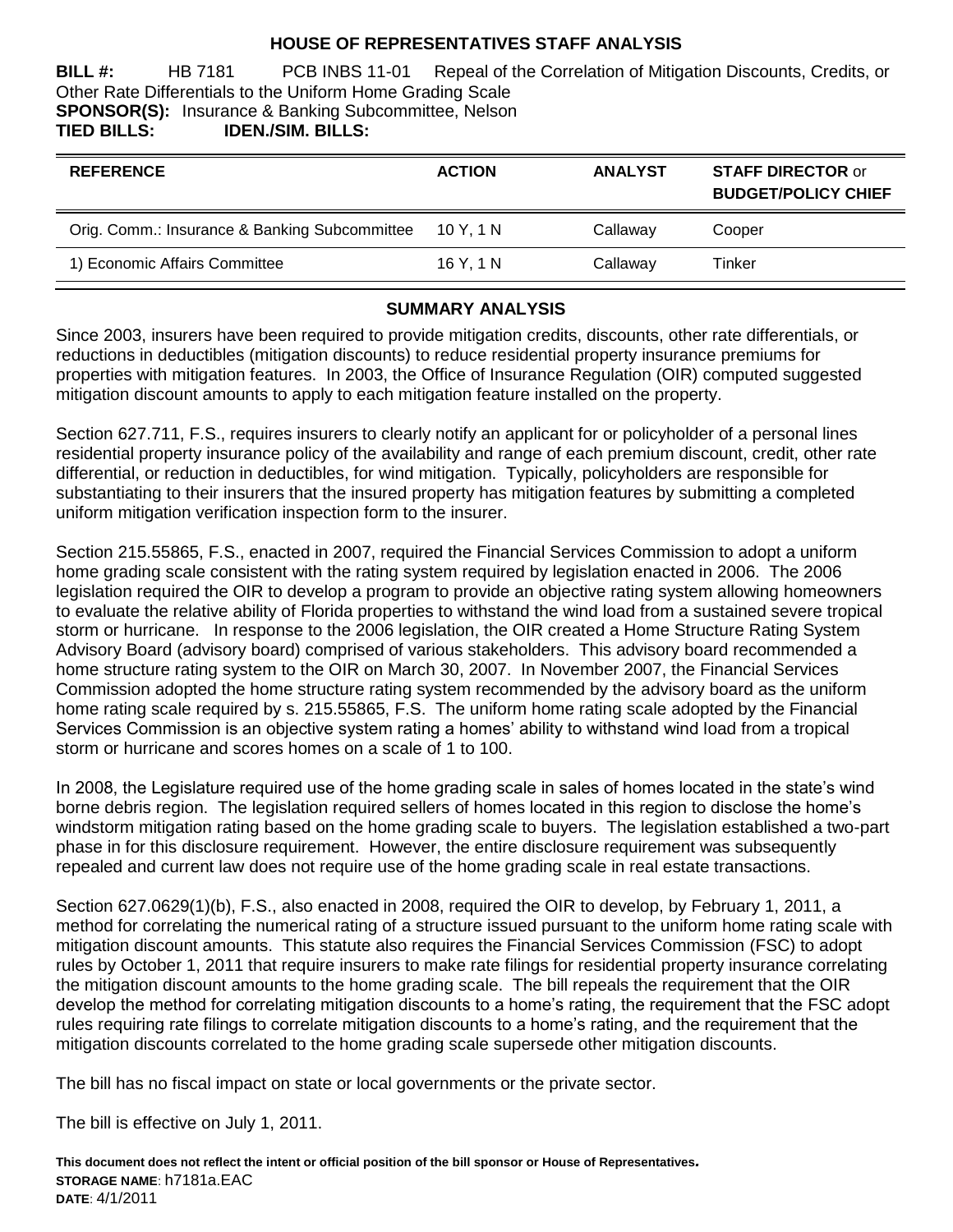# HOUSE OF REPRESENTATIVES STAFF ANALYSIS

**BILL #:** HB 7181 PCB INBS 11-01 Repeal of the Correlation of Mitigation Discounts, Credits, or Other Rate Differentials to the Uniform Home Grading Scale

**SPONSOR(S):** Insurance & Banking Subcommittee, Nelson

**TIED BILLS:** **IDEN./SIM. BILLS:**

| REFERENCE | ACTION | ANALYST | STAFF DIRECTOR or BUDGET/POLICY CHIEF |
|---|---|---|---|
| Orig. Comm.: Insurance & Banking Subcommittee | 10 Y, 1 N | Callaway | Cooper |
| 1) Economic Affairs Committee | 16 Y, 1 N | Callaway | Tinker |

## SUMMARY ANALYSIS

Since 2003, insurers have been required to provide mitigation credits, discounts, other rate differentials, or reductions in deductibles (mitigation discounts) to reduce residential property insurance premiums for properties with mitigation features. In 2003, the Office of Insurance Regulation (OIR) computed suggested mitigation discount amounts to apply to each mitigation feature installed on the property.

Section 627.711, F.S., requires insurers to clearly notify an applicant for or policyholder of a personal lines residential property insurance policy of the availability and range of each premium discount, credit, other rate differential, or reduction in deductibles, for wind mitigation. Typically, policyholders are responsible for substantiating to their insurers that the insured property has mitigation features by submitting a completed uniform mitigation verification inspection form to the insurer.

Section 215.55865, F.S., enacted in 2007, required the Financial Services Commission to adopt a uniform home grading scale consistent with the rating system required by legislation enacted in 2006. The 2006 legislation required the OIR to develop a program to provide an objective rating system allowing homeowners to evaluate the relative ability of Florida properties to withstand the wind load from a sustained severe tropical storm or hurricane. In response to the 2006 legislation, the OIR created a Home Structure Rating System Advisory Board (advisory board) comprised of various stakeholders. This advisory board recommended a home structure rating system to the OIR on March 30, 2007. In November 2007, the Financial Services Commission adopted the home structure rating system recommended by the advisory board as the uniform home rating scale required by s. 215.55865, F.S. The uniform home rating scale adopted by the Financial Services Commission is an objective system rating a homes' ability to withstand wind load from a tropical storm or hurricane and scores homes on a scale of 1 to 100.

In 2008, the Legislature required use of the home grading scale in sales of homes located in the state's wind borne debris region. The legislation required sellers of homes located in this region to disclose the home's windstorm mitigation rating based on the home grading scale to buyers. The legislation established a two-part phase in for this disclosure requirement. However, the entire disclosure requirement was subsequently repealed and current law does not require use of the home grading scale in real estate transactions.

Section 627.0629(1)(b), F.S., also enacted in 2008, required the OIR to develop, by February 1, 2011, a method for correlating the numerical rating of a structure issued pursuant to the uniform home rating scale with mitigation discount amounts. This statute also requires the Financial Services Commission (FSC) to adopt rules by October 1, 2011 that require insurers to make rate filings for residential property insurance correlating the mitigation discount amounts to the home grading scale. The bill repeals the requirement that the OIR develop the method for correlating mitigation discounts to a home's rating, the requirement that the FSC adopt rules requiring rate filings to correlate mitigation discounts to a home's rating, and the requirement that the mitigation discounts correlated to the home grading scale supersede other mitigation discounts.

The bill has no fiscal impact on state or local governments or the private sector.

The bill is effective on July 1, 2011.

**This document does not reflect the intent or official position of the bill sponsor or House of Representatives.**

**STORAGE NAME**: h7181a.EAC

**DATE**: 4/1/2011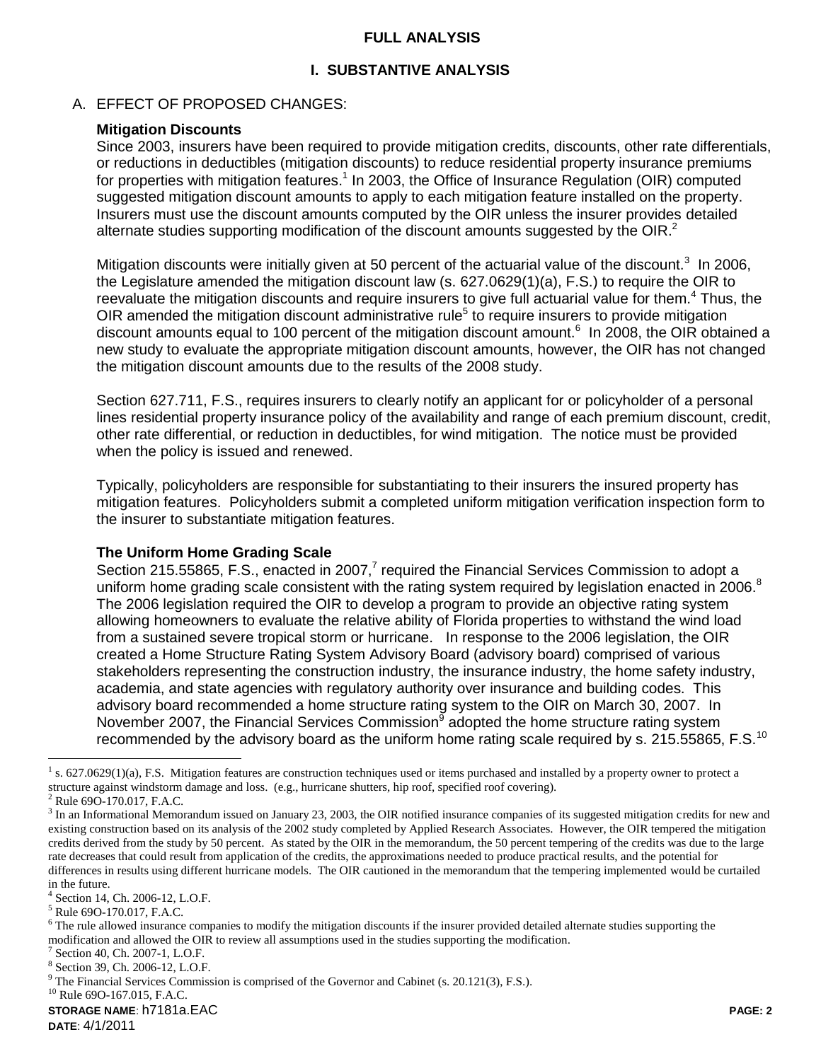## FULL ANALYSIS

### I. SUBSTANTIVE ANALYSIS

A. EFFECT OF PROPOSED CHANGES:

**Mitigation Discounts**

Since 2003, insurers have been required to provide mitigation credits, discounts, other rate differentials, or reductions in deductibles (mitigation discounts) to reduce residential property insurance premiums for properties with mitigation features.[1] In 2003, the Office of Insurance Regulation (OIR) computed suggested mitigation discount amounts to apply to each mitigation feature installed on the property. Insurers must use the discount amounts computed by the OIR unless the insurer provides detailed alternate studies supporting modification of the discount amounts suggested by the OIR.[2]

Mitigation discounts were initially given at 50 percent of the actuarial value of the discount.[3] In 2006, the Legislature amended the mitigation discount law (s. 627.0629(1)(a), F.S.) to require the OIR to reevaluate the mitigation discounts and require insurers to give full actuarial value for them.[4] Thus, the OIR amended the mitigation discount administrative rule[5] to require insurers to provide mitigation discount amounts equal to 100 percent of the mitigation discount amount.[6] In 2008, the OIR obtained a new study to evaluate the appropriate mitigation discount amounts, however, the OIR has not changed the mitigation discount amounts due to the results of the 2008 study.

Section 627.711, F.S., requires insurers to clearly notify an applicant for or policyholder of a personal lines residential property insurance policy of the availability and range of each premium discount, credit, other rate differential, or reduction in deductibles, for wind mitigation. The notice must be provided when the policy is issued and renewed.

Typically, policyholders are responsible for substantiating to their insurers the insured property has mitigation features. Policyholders submit a completed uniform mitigation verification inspection form to the insurer to substantiate mitigation features.

**The Uniform Home Grading Scale**

Section 215.55865, F.S., enacted in 2007,[7] required the Financial Services Commission to adopt a uniform home grading scale consistent with the rating system required by legislation enacted in 2006.[8] The 2006 legislation required the OIR to develop a program to provide an objective rating system allowing homeowners to evaluate the relative ability of Florida properties to withstand the wind load from a sustained severe tropical storm or hurricane. In response to the 2006 legislation, the OIR created a Home Structure Rating System Advisory Board (advisory board) comprised of various stakeholders representing the construction industry, the insurance industry, the home safety industry, academia, and state agencies with regulatory authority over insurance and building codes. This advisory board recommended a home structure rating system to the OIR on March 30, 2007. In November 2007, the Financial Services Commission[9] adopted the home structure rating system recommended by the advisory board as the uniform home rating scale required by s. 215.55865, F.S.[10]

---

[1] s. 627.0629(1)(a), F.S. Mitigation features are construction techniques used or items purchased and installed by a property owner to protect a structure against windstorm damage and loss. (e.g., hurricane shutters, hip roof, specified roof covering).

[2] Rule 69O-170.017, F.A.C.

[3] In an Informational Memorandum issued on January 23, 2003, the OIR notified insurance companies of its suggested mitigation credits for new and existing construction based on its analysis of the 2002 study completed by Applied Research Associates. However, the OIR tempered the mitigation credits derived from the study by 50 percent. As stated by the OIR in the memorandum, the 50 percent tempering of the credits was due to the large rate decreases that could result from application of the credits, the approximations needed to produce practical results, and the potential for differences in results using different hurricane models. The OIR cautioned in the memorandum that the tempering implemented would be curtailed in the future.

[4] Section 14, Ch. 2006-12, L.O.F.

[5] Rule 69O-170.017, F.A.C.

[6] The rule allowed insurance companies to modify the mitigation discounts if the insurer provided detailed alternate studies supporting the modification and allowed the OIR to review all assumptions used in the studies supporting the modification.

[7] Section 40, Ch. 2007-1, L.O.F.

[8] Section 39, Ch. 2006-12, L.O.F.

[9] The Financial Services Commission is comprised of the Governor and Cabinet (s. 20.121(3), F.S.).

[10] Rule 69O-167.015, F.A.C.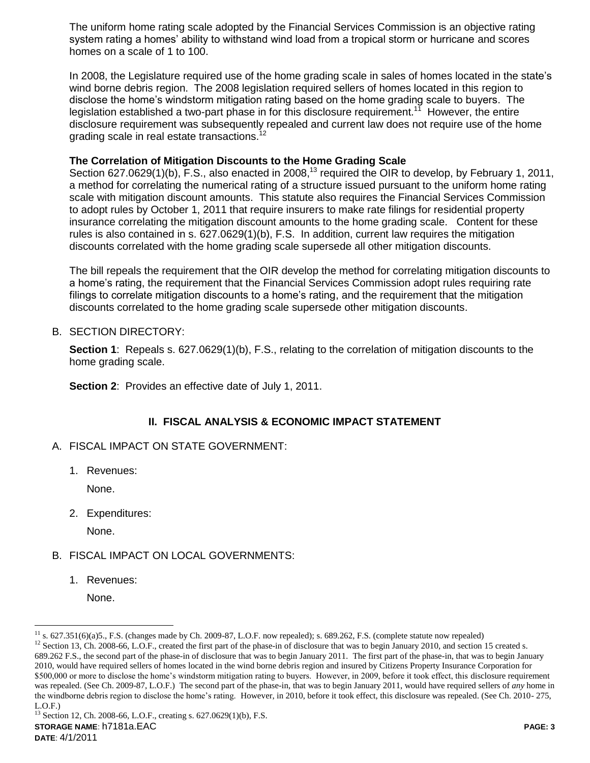The uniform home rating scale adopted by the Financial Services Commission is an objective rating system rating a homes' ability to withstand wind load from a tropical storm or hurricane and scores homes on a scale of 1 to 100.

In 2008, the Legislature required use of the home grading scale in sales of homes located in the state's wind borne debris region. The 2008 legislation required sellers of homes located in this region to disclose the home's windstorm mitigation rating based on the home grading scale to buyers. The legislation established a two-part phase in for this disclosure requirement.[11] However, the entire disclosure requirement was subsequently repealed and current law does not require use of the home grading scale in real estate transactions.[12]

**The Correlation of Mitigation Discounts to the Home Grading Scale**

Section 627.0629(1)(b), F.S., also enacted in 2008,[13] required the OIR to develop, by February 1, 2011, a method for correlating the numerical rating of a structure issued pursuant to the uniform home rating scale with mitigation discount amounts. This statute also requires the Financial Services Commission to adopt rules by October 1, 2011 that require insurers to make rate filings for residential property insurance correlating the mitigation discount amounts to the home grading scale. Content for these rules is also contained in s. 627.0629(1)(b), F.S. In addition, current law requires the mitigation discounts correlated with the home grading scale supersede all other mitigation discounts.

The bill repeals the requirement that the OIR develop the method for correlating mitigation discounts to a home's rating, the requirement that the Financial Services Commission adopt rules requiring rate filings to correlate mitigation discounts to a home's rating, and the requirement that the mitigation discounts correlated to the home grading scale supersede other mitigation discounts.

B. SECTION DIRECTORY:

**Section 1**: Repeals s. 627.0629(1)(b), F.S., relating to the correlation of mitigation discounts to the home grading scale.

**Section 2**: Provides an effective date of July 1, 2011.

## II. FISCAL ANALYSIS & ECONOMIC IMPACT STATEMENT

A. FISCAL IMPACT ON STATE GOVERNMENT:

1. Revenues:

   None.

2. Expenditures:

   None.

B. FISCAL IMPACT ON LOCAL GOVERNMENTS:

1. Revenues:

   None.

---

[11] s. 627.351(6)(a)5., F.S. (changes made by Ch. 2009-87, L.O.F. now repealed); s. 689.262, F.S. (complete statute now repealed)

[12] Section 13, Ch. 2008-66, L.O.F., created the first part of the phase-in of disclosure that was to begin January 2010, and section 15 created s. 689.262 F.S., the second part of the phase-in of disclosure that was to begin January 2011. The first part of the phase-in, that was to begin January 2010, would have required sellers of homes located in the wind borne debris region and insured by Citizens Property Insurance Corporation for $500,000 or more to disclose the home's windstorm mitigation rating to buyers. However, in 2009, before it took effect, this disclosure requirement was repealed. (See Ch. 2009-87, L.O.F.) The second part of the phase-in, that was to begin January 2011, would have required sellers of *any* home in the windborne debris region to disclose the home's rating. However, in 2010, before it took effect, this disclosure was repealed. (See Ch. 2010- 275, L.O.F.)

[13] Section 12, Ch. 2008-66, L.O.F., creating s. 627.0629(1)(b), F.S.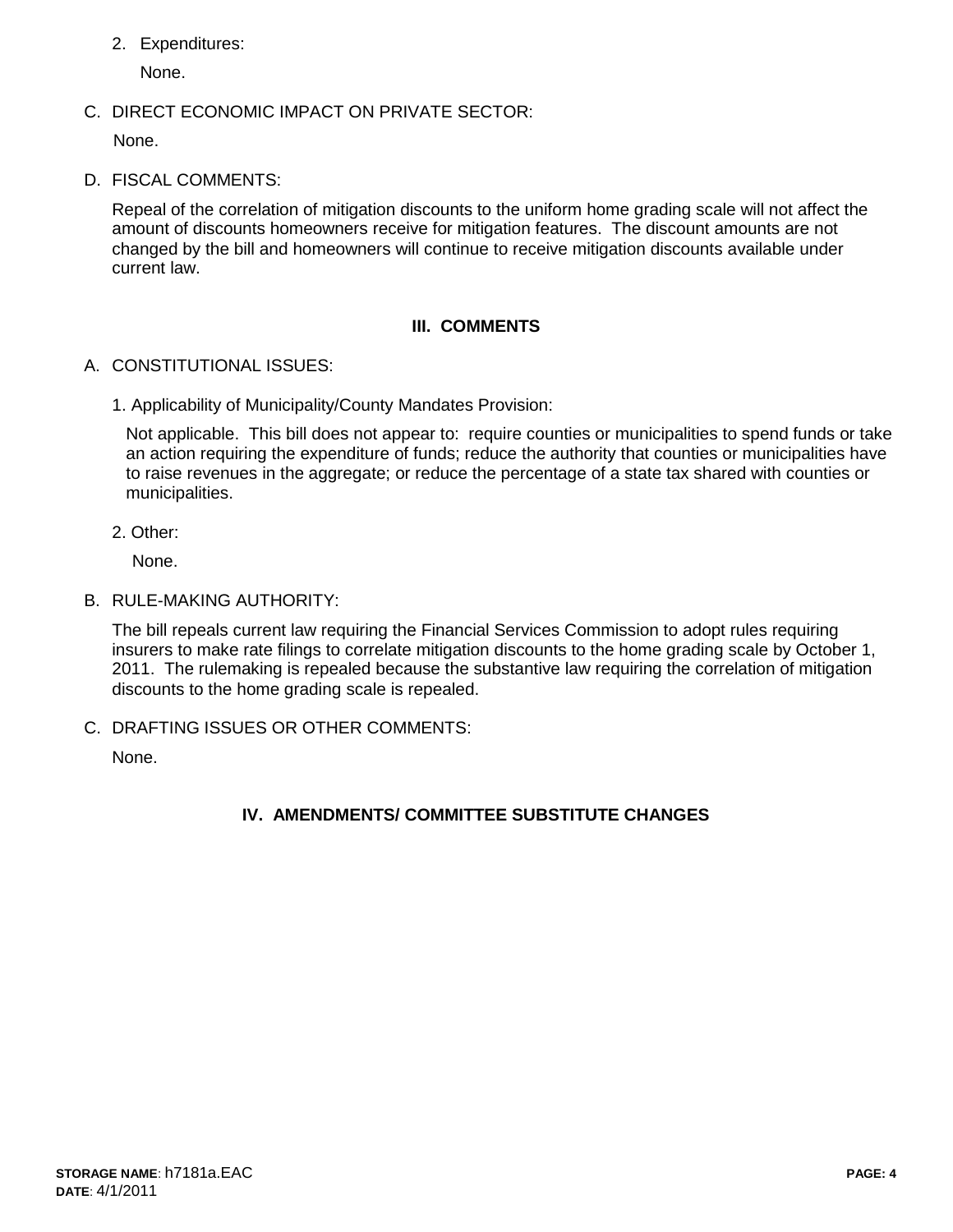2. Expenditures:

   None.

C. DIRECT ECONOMIC IMPACT ON PRIVATE SECTOR:

   None.

D. FISCAL COMMENTS:

   Repeal of the correlation of mitigation discounts to the uniform home grading scale will not affect the amount of discounts homeowners receive for mitigation features. The discount amounts are not changed by the bill and homeowners will continue to receive mitigation discounts available under current law.

## III. COMMENTS

A. CONSTITUTIONAL ISSUES:

   1. Applicability of Municipality/County Mandates Provision:

      Not applicable. This bill does not appear to: require counties or municipalities to spend funds or take an action requiring the expenditure of funds; reduce the authority that counties or municipalities have to raise revenues in the aggregate; or reduce the percentage of a state tax shared with counties or municipalities.

   2. Other:

      None.

B. RULE-MAKING AUTHORITY:

   The bill repeals current law requiring the Financial Services Commission to adopt rules requiring insurers to make rate filings to correlate mitigation discounts to the home grading scale by October 1, 2011. The rulemaking is repealed because the substantive law requiring the correlation of mitigation discounts to the home grading scale is repealed.

C. DRAFTING ISSUES OR OTHER COMMENTS:

   None.

## IV. AMENDMENTS/ COMMITTEE SUBSTITUTE CHANGES